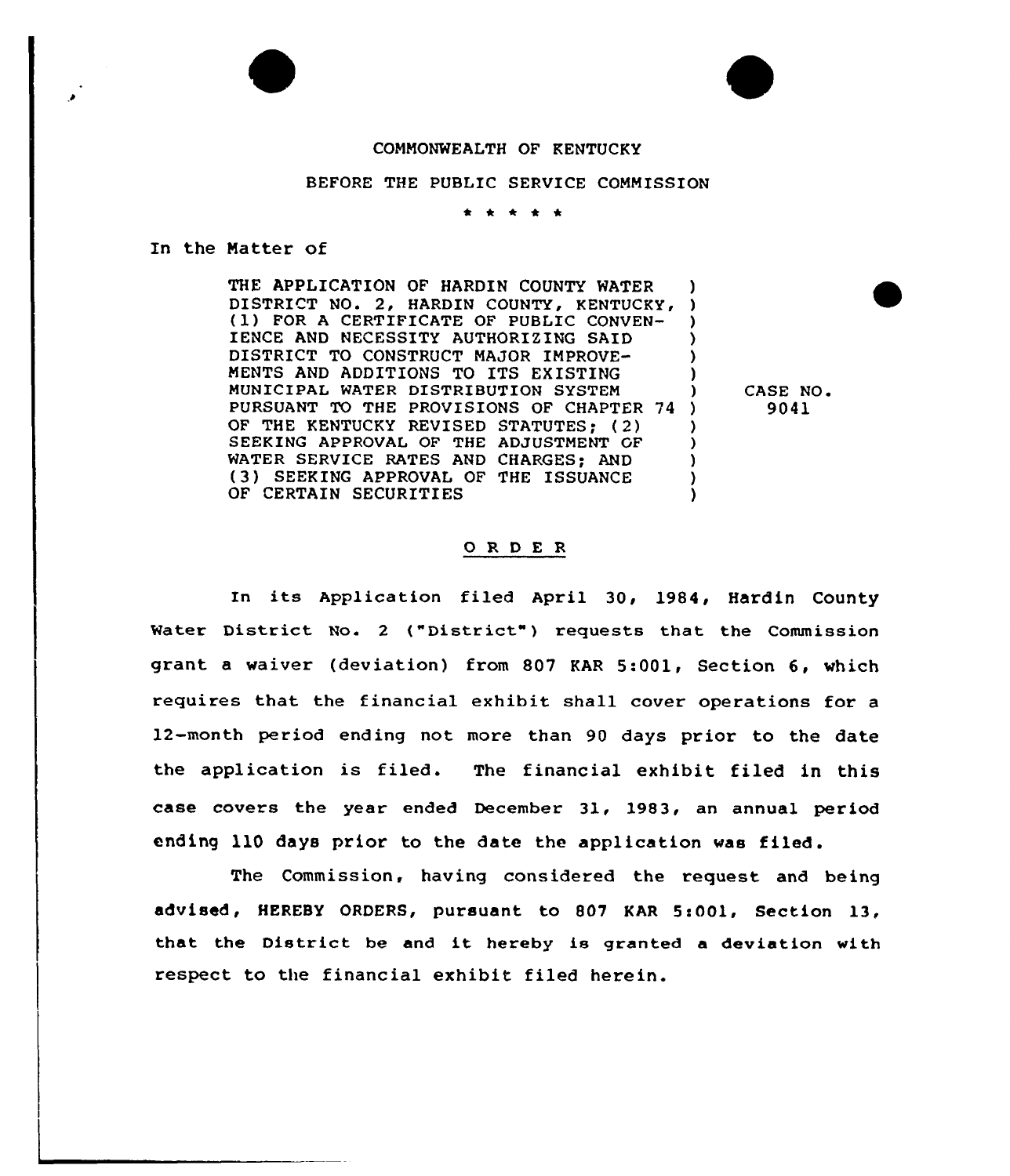COMMONWEALTH OF KENTUCKY

BEFORE THE PUBLIC SERVICE COMMISSION

\* \* \* \* \*

In the Matter of

| | |
|---|---|
| THE APPLICATION OF HARDIN COUNTY WATER DISTRICT NO. 2, HARDIN COUNTY, KENTUCKY, (1) FOR A CERTIFICATE OF PUBLIC CONVENIENCE AND NECESSITY AUTHORIZING SAID DISTRICT TO CONSTRUCT MAJOR IMPROVEMENTS AND ADDITIONS TO ITS EXISTING MUNICIPAL WATER DISTRIBUTION SYSTEM PURSUANT TO THE PROVISIONS OF CHAPTER 74 OF THE KENTUCKY REVISED STATUTES; (2) SEEKING APPROVAL OF THE ADJUSTMENT OF WATER SERVICE RATES AND CHARGES; AND (3) SEEKING APPROVAL OF THE ISSUANCE OF CERTAIN SECURITIES | CASE NO. 9041 |

## O R D E R

In its Application filed April 30, 1984, Hardin County Water District No. 2 ("District") requests that the Commission grant a waiver (deviation) from 807 KAR 5:001, Section 6, which requires that the financial exhibit shall cover operations for a 12-month period ending not more than 90 days prior to the date the application is filed. The financial exhibit filed in this case covers the year ended December 31, 1983, an annual period ending 110 days prior to the date the application was filed.

The Commission, having considered the request and being advised, HEREBY ORDERS, pursuant to 807 KAR 5:001, Section 13, that the District be and it hereby is granted a deviation with respect to the financial exhibit filed herein.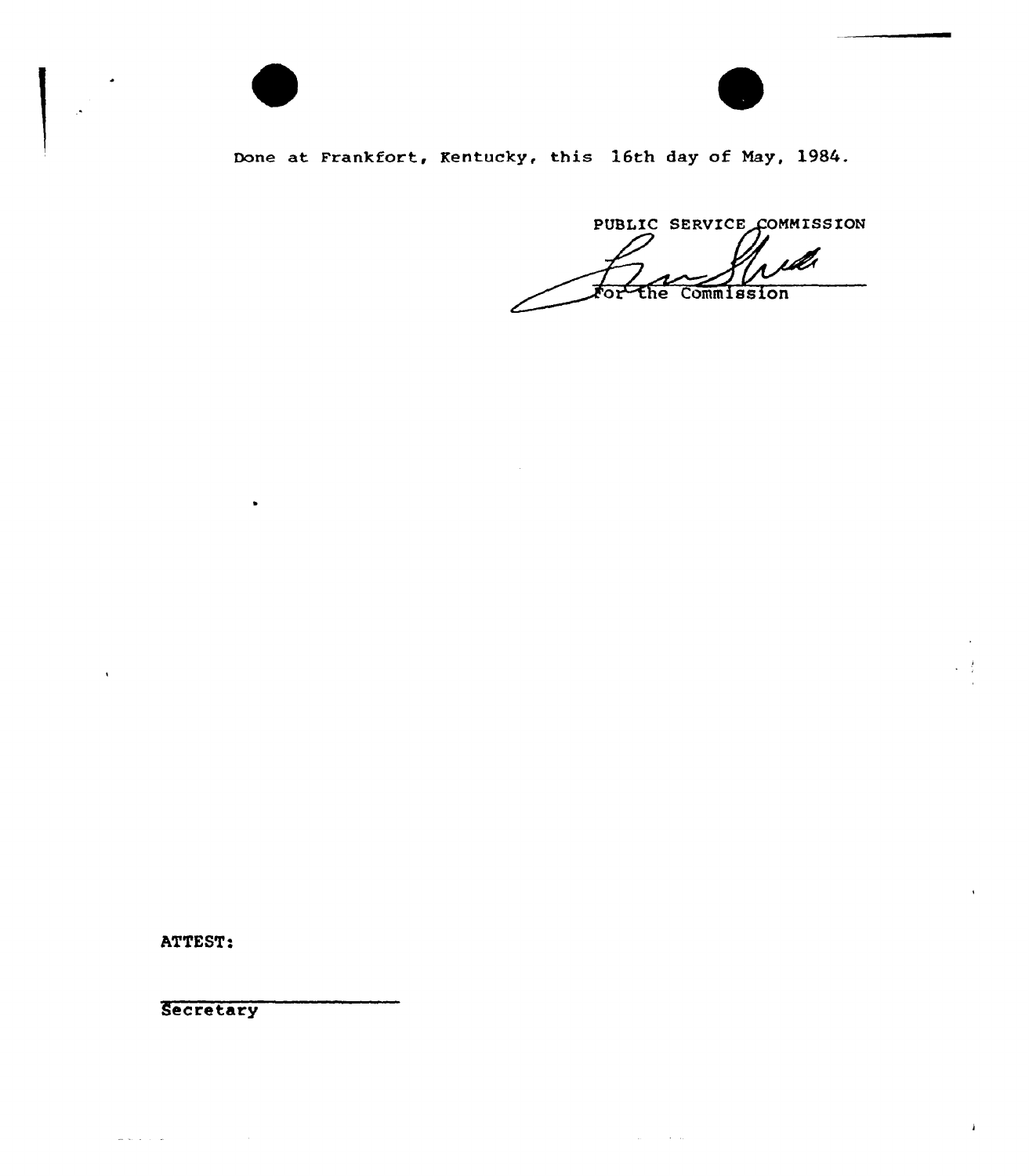Done at Frankfort, Kentucky, this 16th day of May, 1984.

PUBLIC SERVICE COMMISSION

For the Commission

ATTEST:

Secretary